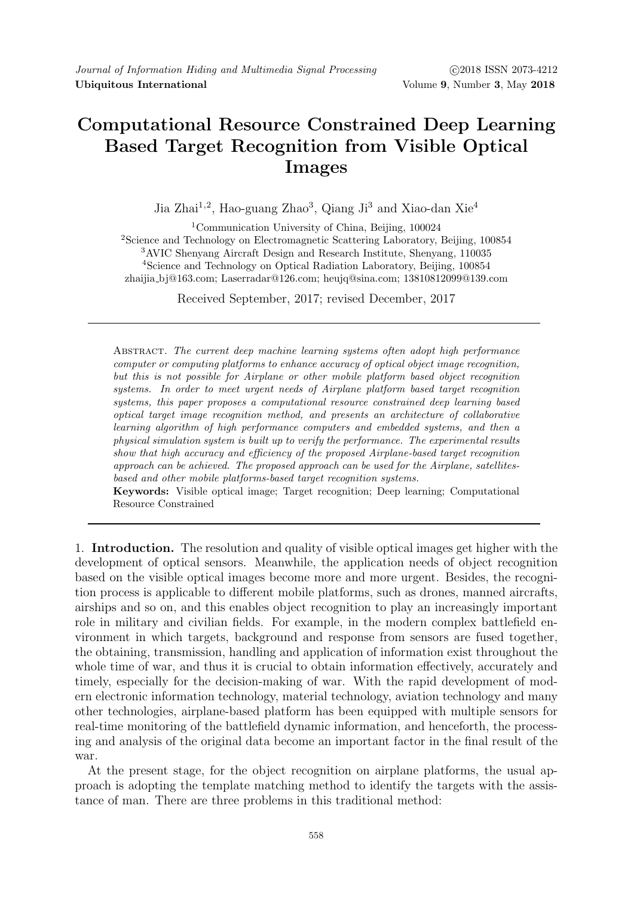# Computational Resource Constrained Deep Learning Based Target Recognition from Visible Optical Images

Jia Zhai[1,2], Hao-guang Zhao[3], Qiang Ji[3] and Xiao-dan Xie[4]

[1]Communication University of China, Beijing, 100024
[2]Science and Technology on Electromagnetic Scattering Laboratory, Beijing, 100854
[3]AVIC Shenyang Aircraft Design and Research Institute, Shenyang, 110035
[4]Science and Technology on Optical Radiation Laboratory, Beijing, 100854
zhaijia_bj@163.com; Laserradar@126.com; heujq@sina.com; 13810812099@139.com

Received September, 2017; revised December, 2017

Abstract. *The current deep machine learning systems often adopt high performance computer or computing platforms to enhance accuracy of optical object image recognition, but this is not possible for Airplane or other mobile platform based object recognition systems. In order to meet urgent needs of Airplane platform based target recognition systems, this paper proposes a computational resource constrained deep learning based optical target image recognition method, and presents an architecture of collaborative learning algorithm of high performance computers and embedded systems, and then a physical simulation system is built up to verify the performance. The experimental results show that high accuracy and efficiency of the proposed Airplane-based target recognition approach can be achieved. The proposed approach can be used for the Airplane, satellites-based and other mobile platforms-based target recognition systems.*

**Keywords:** Visible optical image; Target recognition; Deep learning; Computational Resource Constrained

1. **Introduction.** The resolution and quality of visible optical images get higher with the development of optical sensors. Meanwhile, the application needs of object recognition based on the visible optical images become more and more urgent. Besides, the recognition process is applicable to different mobile platforms, such as drones, manned aircrafts, airships and so on, and this enables object recognition to play an increasingly important role in military and civilian fields. For example, in the modern complex battlefield environment in which targets, background and response from sensors are fused together, the obtaining, transmission, handling and application of information exist throughout the whole time of war, and thus it is crucial to obtain information effectively, accurately and timely, especially for the decision-making of war. With the rapid development of modern electronic information technology, material technology, aviation technology and many other technologies, airplane-based platform has been equipped with multiple sensors for real-time monitoring of the battlefield dynamic information, and henceforth, the processing and analysis of the original data become an important factor in the final result of the war.

At the present stage, for the object recognition on airplane platforms, the usual approach is adopting the template matching method to identify the targets with the assistance of man. There are three problems in this traditional method: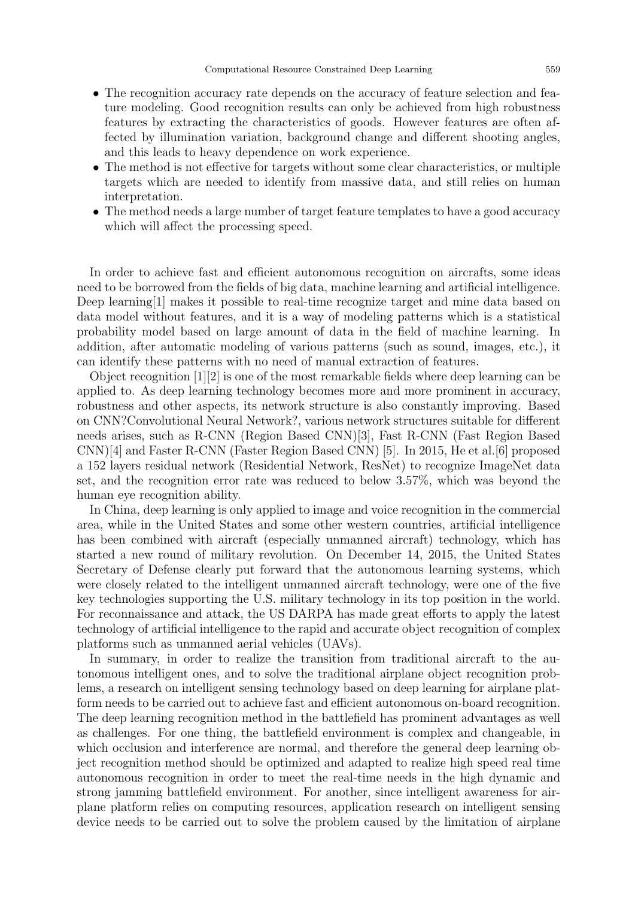- The recognition accuracy rate depends on the accuracy of feature selection and feature modeling. Good recognition results can only be achieved from high robustness features by extracting the characteristics of goods. However features are often affected by illumination variation, background change and different shooting angles, and this leads to heavy dependence on work experience.
- The method is not effective for targets without some clear characteristics, or multiple targets which are needed to identify from massive data, and still relies on human interpretation.
- The method needs a large number of target feature templates to have a good accuracy which will affect the processing speed.

In order to achieve fast and efficient autonomous recognition on aircrafts, some ideas need to be borrowed from the fields of big data, machine learning and artificial intelligence. Deep learning[1] makes it possible to real-time recognize target and mine data based on data model without features, and it is a way of modeling patterns which is a statistical probability model based on large amount of data in the field of machine learning. In addition, after automatic modeling of various patterns (such as sound, images, etc.), it can identify these patterns with no need of manual extraction of features.

Object recognition [1][2] is one of the most remarkable fields where deep learning can be applied to. As deep learning technology becomes more and more prominent in accuracy, robustness and other aspects, its network structure is also constantly improving. Based on CNN?Convolutional Neural Network?, various network structures suitable for different needs arises, such as R-CNN (Region Based CNN)[3], Fast R-CNN (Fast Region Based CNN)[4] and Faster R-CNN (Faster Region Based CNN) [5]. In 2015, He et al.[6] proposed a 152 layers residual network (Residential Network, ResNet) to recognize ImageNet data set, and the recognition error rate was reduced to below 3.57%, which was beyond the human eye recognition ability.

In China, deep learning is only applied to image and voice recognition in the commercial area, while in the United States and some other western countries, artificial intelligence has been combined with aircraft (especially unmanned aircraft) technology, which has started a new round of military revolution. On December 14, 2015, the United States Secretary of Defense clearly put forward that the autonomous learning systems, which were closely related to the intelligent unmanned aircraft technology, were one of the five key technologies supporting the U.S. military technology in its top position in the world. For reconnaissance and attack, the US DARPA has made great efforts to apply the latest technology of artificial intelligence to the rapid and accurate object recognition of complex platforms such as unmanned aerial vehicles (UAVs).

In summary, in order to realize the transition from traditional aircraft to the autonomous intelligent ones, and to solve the traditional airplane object recognition problems, a research on intelligent sensing technology based on deep learning for airplane platform needs to be carried out to achieve fast and efficient autonomous on-board recognition. The deep learning recognition method in the battlefield has prominent advantages as well as challenges. For one thing, the battlefield environment is complex and changeable, in which occlusion and interference are normal, and therefore the general deep learning object recognition method should be optimized and adapted to realize high speed real time autonomous recognition in order to meet the real-time needs in the high dynamic and strong jamming battlefield environment. For another, since intelligent awareness for airplane platform relies on computing resources, application research on intelligent sensing device needs to be carried out to solve the problem caused by the limitation of airplane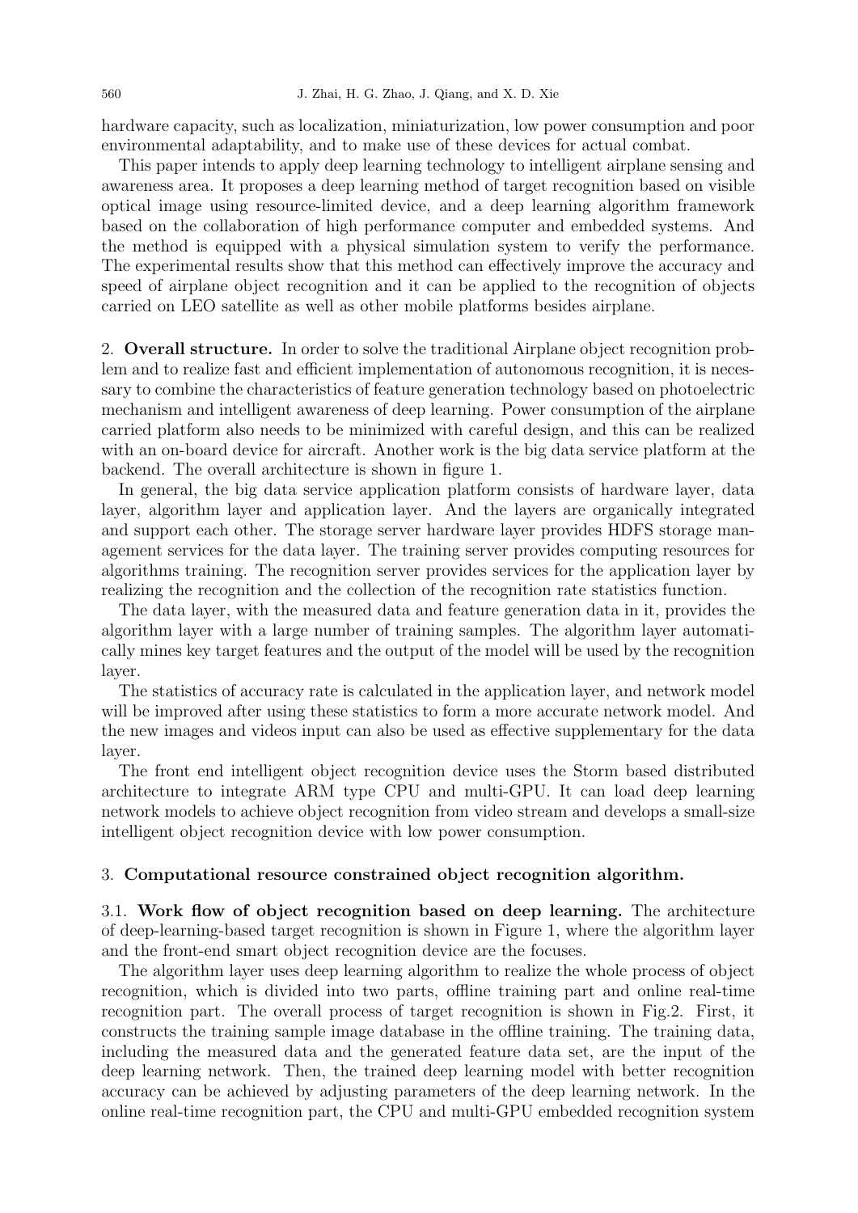hardware capacity, such as localization, miniaturization, low power consumption and poor environmental adaptability, and to make use of these devices for actual combat.

This paper intends to apply deep learning technology to intelligent airplane sensing and awareness area. It proposes a deep learning method of target recognition based on visible optical image using resource-limited device, and a deep learning algorithm framework based on the collaboration of high performance computer and embedded systems. And the method is equipped with a physical simulation system to verify the performance. The experimental results show that this method can effectively improve the accuracy and speed of airplane object recognition and it can be applied to the recognition of objects carried on LEO satellite as well as other mobile platforms besides airplane.

## 2. Overall structure.

In order to solve the traditional Airplane object recognition problem and to realize fast and efficient implementation of autonomous recognition, it is necessary to combine the characteristics of feature generation technology based on photoelectric mechanism and intelligent awareness of deep learning. Power consumption of the airplane carried platform also needs to be minimized with careful design, and this can be realized with an on-board device for aircraft. Another work is the big data service platform at the backend. The overall architecture is shown in figure 1.

In general, the big data service application platform consists of hardware layer, data layer, algorithm layer and application layer. And the layers are organically integrated and support each other. The storage server hardware layer provides HDFS storage management services for the data layer. The training server provides computing resources for algorithms training. The recognition server provides services for the application layer by realizing the recognition and the collection of the recognition rate statistics function.

The data layer, with the measured data and feature generation data in it, provides the algorithm layer with a large number of training samples. The algorithm layer automatically mines key target features and the output of the model will be used by the recognition layer.

The statistics of accuracy rate is calculated in the application layer, and network model will be improved after using these statistics to form a more accurate network model. And the new images and videos input can also be used as effective supplementary for the data layer.

The front end intelligent object recognition device uses the Storm based distributed architecture to integrate ARM type CPU and multi-GPU. It can load deep learning network models to achieve object recognition from video stream and develops a small-size intelligent object recognition device with low power consumption.

## 3. Computational resource constrained object recognition algorithm.

### 3.1. Work flow of object recognition based on deep learning.

The architecture of deep-learning-based target recognition is shown in Figure 1, where the algorithm layer and the front-end smart object recognition device are the focuses.

The algorithm layer uses deep learning algorithm to realize the whole process of object recognition, which is divided into two parts, offline training part and online real-time recognition part. The overall process of target recognition is shown in Fig.2. First, it constructs the training sample image database in the offline training. The training data, including the measured data and the generated feature data set, are the input of the deep learning network. Then, the trained deep learning model with better recognition accuracy can be achieved by adjusting parameters of the deep learning network. In the online real-time recognition part, the CPU and multi-GPU embedded recognition system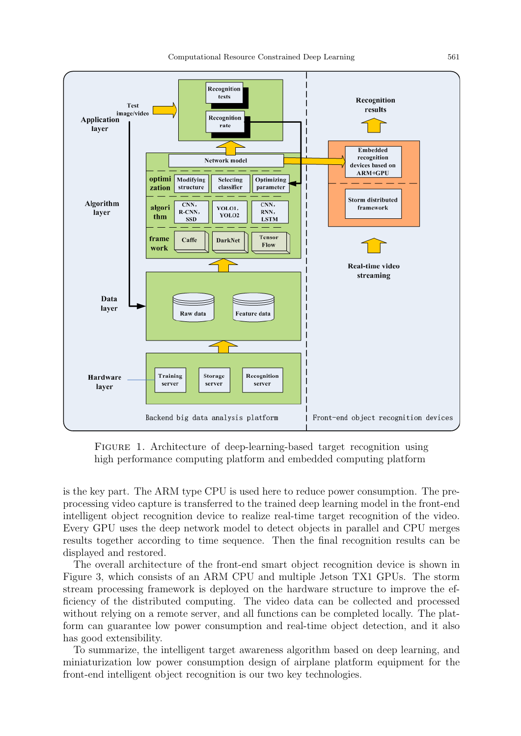FIGURE 1. Architecture of deep-learning-based target recognition using high performance computing platform and embedded computing platform

is the key part. The ARM type CPU is used here to reduce power consumption. The pre-processing video capture is transferred to the trained deep learning model in the front-end intelligent object recognition device to realize real-time target recognition of the video. Every GPU uses the deep network model to detect objects in parallel and CPU merges results together according to time sequence. Then the final recognition results can be displayed and restored.

The overall architecture of the front-end smart object recognition device is shown in Figure 3, which consists of an ARM CPU and multiple Jetson TX1 GPUs. The storm stream processing framework is deployed on the hardware structure to improve the efficiency of the distributed computing. The video data can be collected and processed without relying on a remote server, and all functions can be completed locally. The platform can guarantee low power consumption and real-time object detection, and it also has good extensibility.

To summarize, the intelligent target awareness algorithm based on deep learning, and miniaturization low power consumption design of airplane platform equipment for the front-end intelligent object recognition is our two key technologies.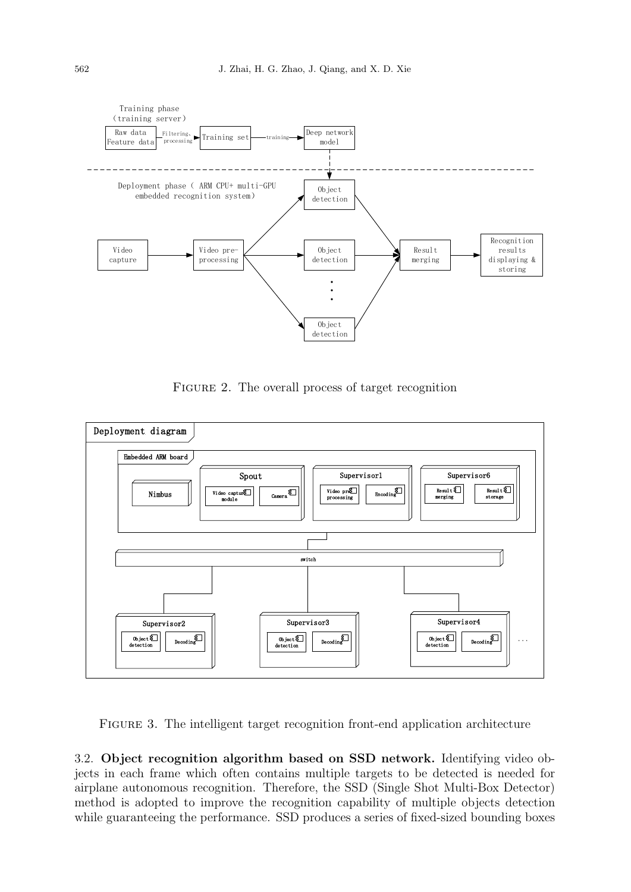FIGURE 2. The overall process of target recognition

FIGURE 3. The intelligent target recognition front-end application architecture

3.2. **Object recognition algorithm based on SSD network.** Identifying video objects in each frame which often contains multiple targets to be detected is needed for airplane autonomous recognition. Therefore, the SSD (Single Shot Multi-Box Detector) method is adopted to improve the recognition capability of multiple objects detection while guaranteeing the performance. SSD produces a series of fixed-sized bounding boxes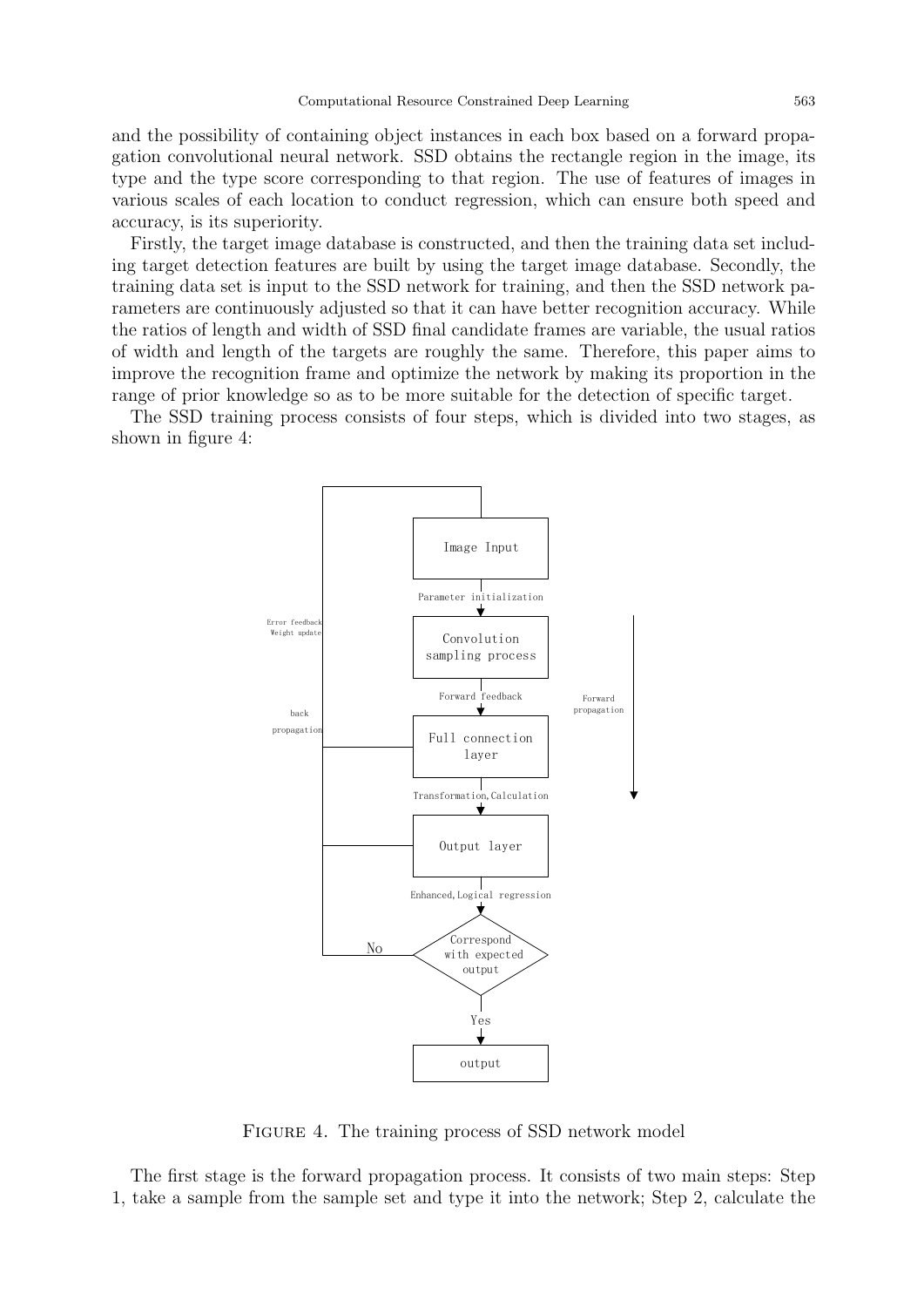and the possibility of containing object instances in each box based on a forward propagation convolutional neural network. SSD obtains the rectangle region in the image, its type and the type score corresponding to that region. The use of features of images in various scales of each location to conduct regression, which can ensure both speed and accuracy, is its superiority.

Firstly, the target image database is constructed, and then the training data set including target detection features are built by using the target image database. Secondly, the training data set is input to the SSD network for training, and then the SSD network parameters are continuously adjusted so that it can have better recognition accuracy. While the ratios of length and width of SSD final candidate frames are variable, the usual ratios of width and length of the targets are roughly the same. Therefore, this paper aims to improve the recognition frame and optimize the network by making its proportion in the range of prior knowledge so as to be more suitable for the detection of specific target.

The SSD training process consists of four steps, which is divided into two stages, as shown in figure 4:

FIGURE 4. The training process of SSD network model

The first stage is the forward propagation process. It consists of two main steps: Step 1, take a sample from the sample set and type it into the network; Step 2, calculate the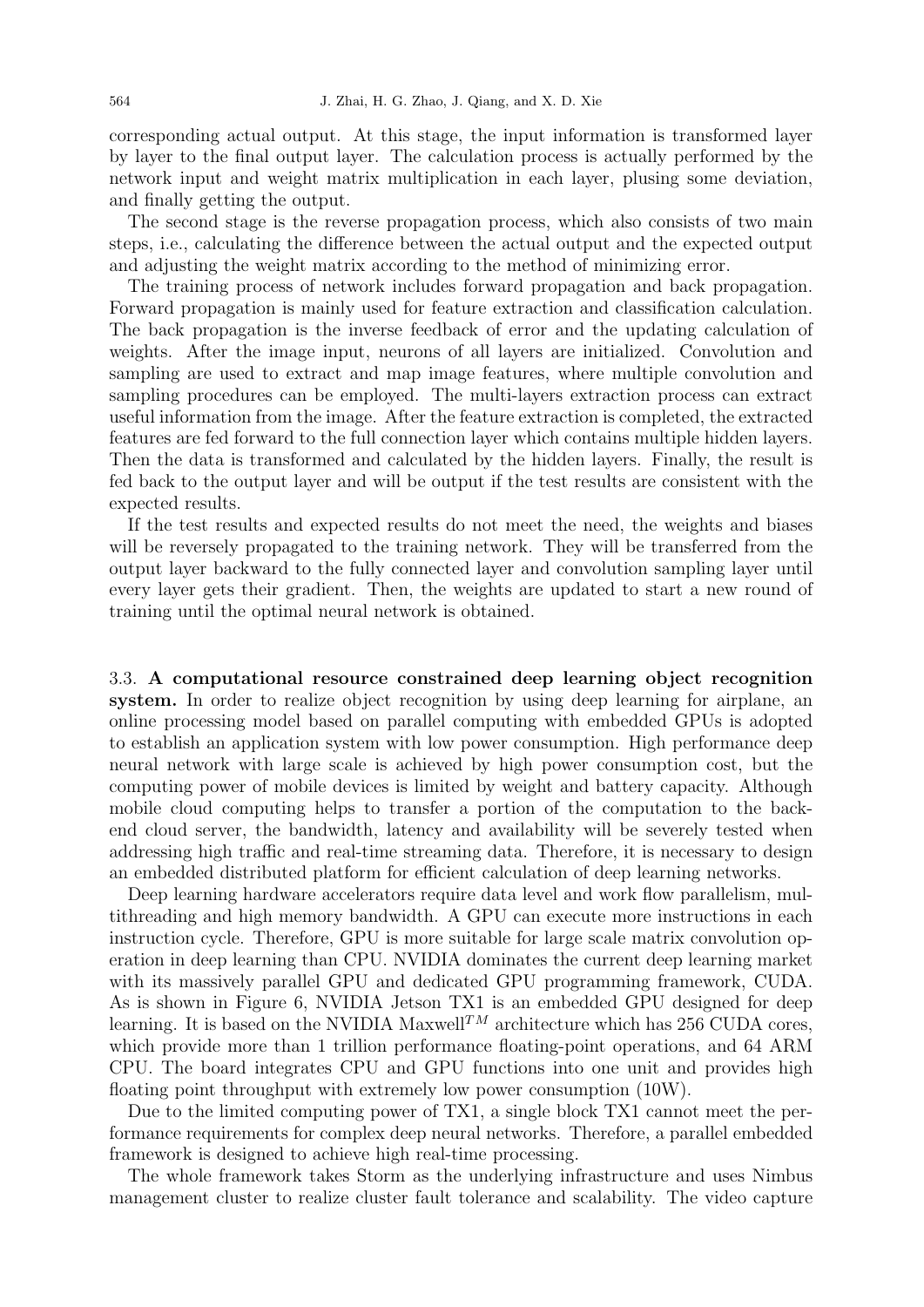corresponding actual output. At this stage, the input information is transformed layer by layer to the final output layer. The calculation process is actually performed by the network input and weight matrix multiplication in each layer, plusing some deviation, and finally getting the output.

The second stage is the reverse propagation process, which also consists of two main steps, i.e., calculating the difference between the actual output and the expected output and adjusting the weight matrix according to the method of minimizing error.

The training process of network includes forward propagation and back propagation. Forward propagation is mainly used for feature extraction and classification calculation. The back propagation is the inverse feedback of error and the updating calculation of weights. After the image input, neurons of all layers are initialized. Convolution and sampling are used to extract and map image features, where multiple convolution and sampling procedures can be employed. The multi-layers extraction process can extract useful information from the image. After the feature extraction is completed, the extracted features are fed forward to the full connection layer which contains multiple hidden layers. Then the data is transformed and calculated by the hidden layers. Finally, the result is fed back to the output layer and will be output if the test results are consistent with the expected results.

If the test results and expected results do not meet the need, the weights and biases will be reversely propagated to the training network. They will be transferred from the output layer backward to the fully connected layer and convolution sampling layer until every layer gets their gradient. Then, the weights are updated to start a new round of training until the optimal neural network is obtained.

3.3. **A computational resource constrained deep learning object recognition system.** In order to realize object recognition by using deep learning for airplane, an online processing model based on parallel computing with embedded GPUs is adopted to establish an application system with low power consumption. High performance deep neural network with large scale is achieved by high power consumption cost, but the computing power of mobile devices is limited by weight and battery capacity. Although mobile cloud computing helps to transfer a portion of the computation to the back-end cloud server, the bandwidth, latency and availability will be severely tested when addressing high traffic and real-time streaming data. Therefore, it is necessary to design an embedded distributed platform for efficient calculation of deep learning networks.

Deep learning hardware accelerators require data level and work flow parallelism, multithreading and high memory bandwidth. A GPU can execute more instructions in each instruction cycle. Therefore, GPU is more suitable for large scale matrix convolution operation in deep learning than CPU. NVIDIA dominates the current deep learning market with its massively parallel GPU and dedicated GPU programming framework, CUDA. As is shown in Figure 6, NVIDIA Jetson TX1 is an embedded GPU designed for deep learning. It is based on the NVIDIA Maxwell$^{TM}$ architecture which has 256 CUDA cores, which provide more than 1 trillion performance floating-point operations, and 64 ARM CPU. The board integrates CPU and GPU functions into one unit and provides high floating point throughput with extremely low power consumption (10W).

Due to the limited computing power of TX1, a single block TX1 cannot meet the performance requirements for complex deep neural networks. Therefore, a parallel embedded framework is designed to achieve high real-time processing.

The whole framework takes Storm as the underlying infrastructure and uses Nimbus management cluster to realize cluster fault tolerance and scalability. The video capture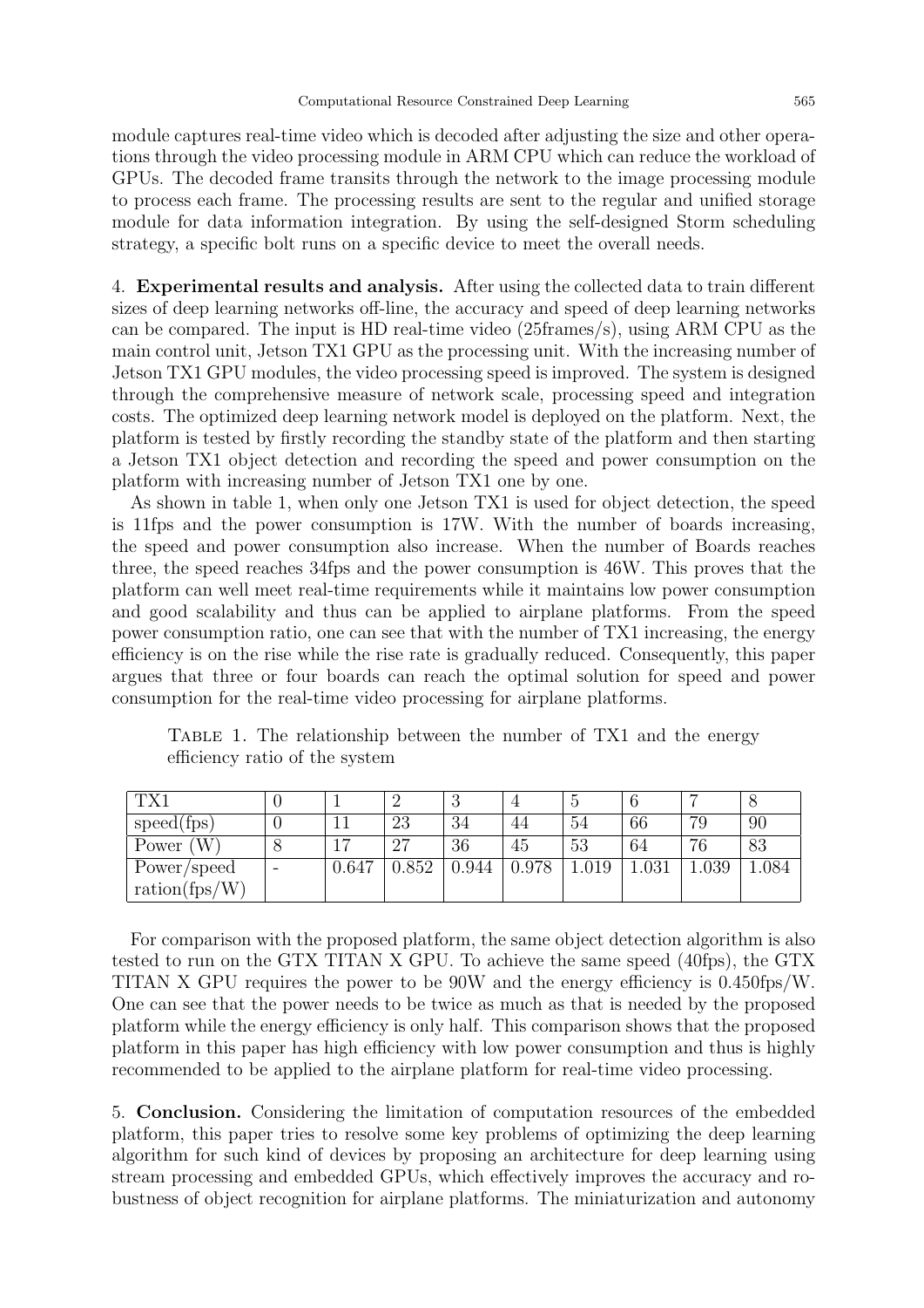module captures real-time video which is decoded after adjusting the size and other operations through the video processing module in ARM CPU which can reduce the workload of GPUs. The decoded frame transits through the network to the image processing module to process each frame. The processing results are sent to the regular and unified storage module for data information integration. By using the self-designed Storm scheduling strategy, a specific bolt runs on a specific device to meet the overall needs.

4. **Experimental results and analysis.** After using the collected data to train different sizes of deep learning networks off-line, the accuracy and speed of deep learning networks can be compared. The input is HD real-time video (25frames/s), using ARM CPU as the main control unit, Jetson TX1 GPU as the processing unit. With the increasing number of Jetson TX1 GPU modules, the video processing speed is improved. The system is designed through the comprehensive measure of network scale, processing speed and integration costs. The optimized deep learning network model is deployed on the platform. Next, the platform is tested by firstly recording the standby state of the platform and then starting a Jetson TX1 object detection and recording the speed and power consumption on the platform with increasing number of Jetson TX1 one by one.

As shown in table 1, when only one Jetson TX1 is used for object detection, the speed is 11fps and the power consumption is 17W. With the number of boards increasing, the speed and power consumption also increase. When the number of Boards reaches three, the speed reaches 34fps and the power consumption is 46W. This proves that the platform can well meet real-time requirements while it maintains low power consumption and good scalability and thus can be applied to airplane platforms. From the speed power consumption ratio, one can see that with the number of TX1 increasing, the energy efficiency is on the rise while the rise rate is gradually reduced. Consequently, this paper argues that three or four boards can reach the optimal solution for speed and power consumption for the real-time video processing for airplane platforms.

Table 1. The relationship between the number of TX1 and the energy efficiency ratio of the system

| TX1 | 0 | 1 | 2 | 3 | 4 | 5 | 6 | 7 | 8 |
|---|---|---|---|---|---|---|---|---|---|
| speed(fps) | 0 | 11 | 23 | 34 | 44 | 54 | 66 | 79 | 90 |
| Power (W) | 8 | 17 | 27 | 36 | 45 | 53 | 64 | 76 | 83 |
| Power/speed ration(fps/W) | - | 0.647 | 0.852 | 0.944 | 0.978 | 1.019 | 1.031 | 1.039 | 1.084 |

For comparison with the proposed platform, the same object detection algorithm is also tested to run on the GTX TITAN X GPU. To achieve the same speed (40fps), the GTX TITAN X GPU requires the power to be 90W and the energy efficiency is 0.450fps/W. One can see that the power needs to be twice as much as that is needed by the proposed platform while the energy efficiency is only half. This comparison shows that the proposed platform in this paper has high efficiency with low power consumption and thus is highly recommended to be applied to the airplane platform for real-time video processing.

5. **Conclusion.** Considering the limitation of computation resources of the embedded platform, this paper tries to resolve some key problems of optimizing the deep learning algorithm for such kind of devices by proposing an architecture for deep learning using stream processing and embedded GPUs, which effectively improves the accuracy and robustness of object recognition for airplane platforms. The miniaturization and autonomy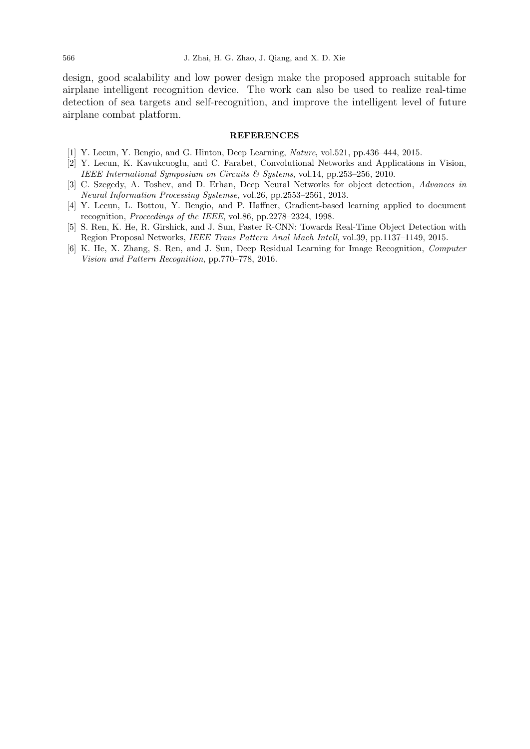design, good scalability and low power design make the proposed approach suitable for airplane intelligent recognition device. The work can also be used to realize real-time detection of sea targets and self-recognition, and improve the intelligent level of future airplane combat platform.

## REFERENCES

[1] Y. Lecun, Y. Bengio, and G. Hinton, Deep Learning, *Nature*, vol.521, pp.436–444, 2015.

[2] Y. Lecun, K. Kavukcuoglu, and C. Farabet, Convolutional Networks and Applications in Vision, *IEEE International Symposium on Circuits & Systems*, vol.14, pp.253–256, 2010.

[3] C. Szegedy, A. Toshev, and D. Erhan, Deep Neural Networks for object detection, *Advances in Neural Information Processing Systemse*, vol.26, pp.2553–2561, 2013.

[4] Y. Lecun, L. Bottou, Y. Bengio, and P. Haffner, Gradient-based learning applied to document recognition, *Proceedings of the IEEE*, vol.86, pp.2278–2324, 1998.

[5] S. Ren, K. He, R. Girshick, and J. Sun, Faster R-CNN: Towards Real-Time Object Detection with Region Proposal Networks, *IEEE Trans Pattern Anal Mach Intell*, vol.39, pp.1137–1149, 2015.

[6] K. He, X. Zhang, S. Ren, and J. Sun, Deep Residual Learning for Image Recognition, *Computer Vision and Pattern Recognition*, pp.770–778, 2016.